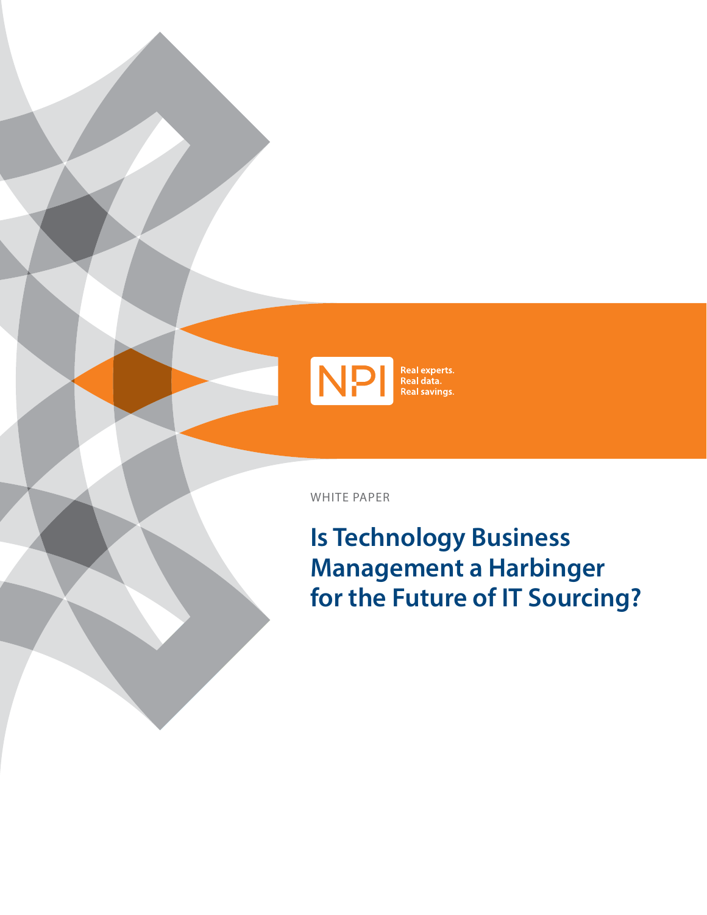NPI

Real experts.
Real data.
Real savings.

WHITE PAPER

# Is Technology Business Management a Harbinger for the Future of IT Sourcing?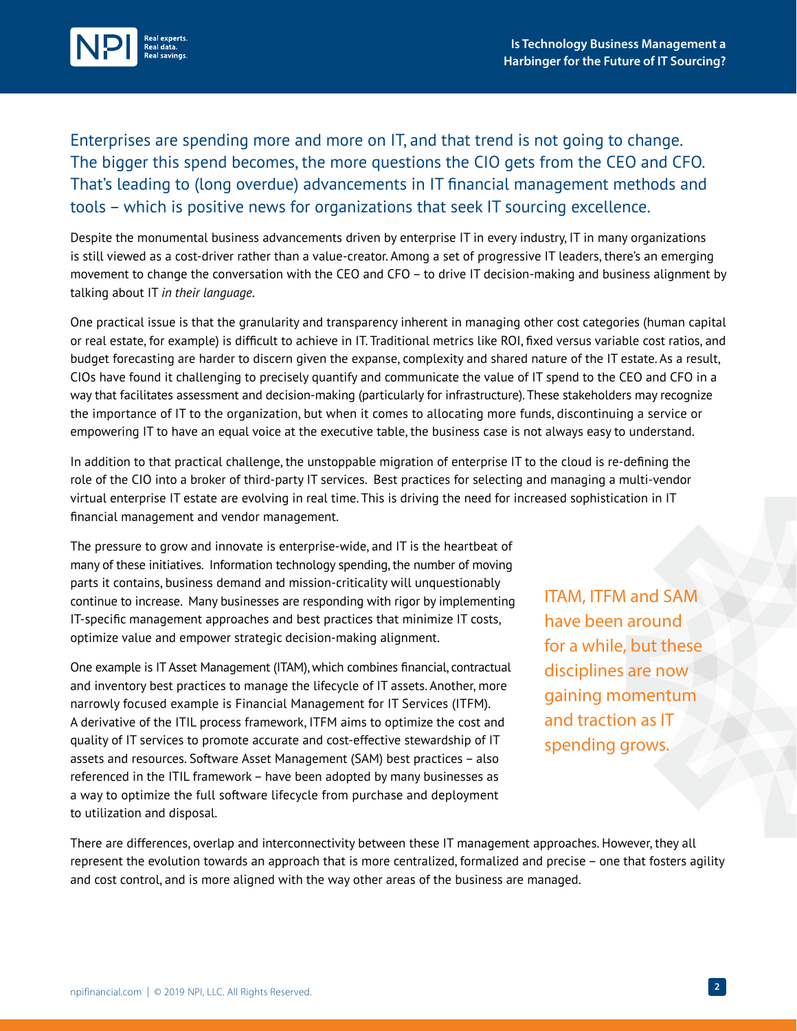Enterprises are spending more and more on IT, and that trend is not going to change. The bigger this spend becomes, the more questions the CIO gets from the CEO and CFO. That's leading to (long overdue) advancements in IT financial management methods and tools – which is positive news for organizations that seek IT sourcing excellence.

Despite the monumental business advancements driven by enterprise IT in every industry, IT in many organizations is still viewed as a cost-driver rather than a value-creator. Among a set of progressive IT leaders, there's an emerging movement to change the conversation with the CEO and CFO – to drive IT decision-making and business alignment by talking about IT *in their language*.

One practical issue is that the granularity and transparency inherent in managing other cost categories (human capital or real estate, for example) is difficult to achieve in IT. Traditional metrics like ROI, fixed versus variable cost ratios, and budget forecasting are harder to discern given the expanse, complexity and shared nature of the IT estate. As a result, CIOs have found it challenging to precisely quantify and communicate the value of IT spend to the CEO and CFO in a way that facilitates assessment and decision-making (particularly for infrastructure). These stakeholders may recognize the importance of IT to the organization, but when it comes to allocating more funds, discontinuing a service or empowering IT to have an equal voice at the executive table, the business case is not always easy to understand.

In addition to that practical challenge, the unstoppable migration of enterprise IT to the cloud is re-defining the role of the CIO into a broker of third-party IT services. Best practices for selecting and managing a multi-vendor virtual enterprise IT estate are evolving in real time. This is driving the need for increased sophistication in IT financial management and vendor management.

The pressure to grow and innovate is enterprise-wide, and IT is the heartbeat of many of these initiatives. Information technology spending, the number of moving parts it contains, business demand and mission-criticality will unquestionably continue to increase. Many businesses are responding with rigor by implementing IT-specific management approaches and best practices that minimize IT costs, optimize value and empower strategic decision-making alignment.

One example is IT Asset Management (ITAM), which combines financial, contractual and inventory best practices to manage the lifecycle of IT assets. Another, more narrowly focused example is Financial Management for IT Services (ITFM). A derivative of the ITIL process framework, ITFM aims to optimize the cost and quality of IT services to promote accurate and cost-effective stewardship of IT assets and resources. Software Asset Management (SAM) best practices – also referenced in the ITIL framework – have been adopted by many businesses as a way to optimize the full software lifecycle from purchase and deployment to utilization and disposal.

> ITAM, ITFM and SAM have been around for a while, but these disciplines are now gaining momentum and traction as IT spending grows.

There are differences, overlap and interconnectivity between these IT management approaches. However, they all represent the evolution towards an approach that is more centralized, formalized and precise – one that fosters agility and cost control, and is more aligned with the way other areas of the business are managed.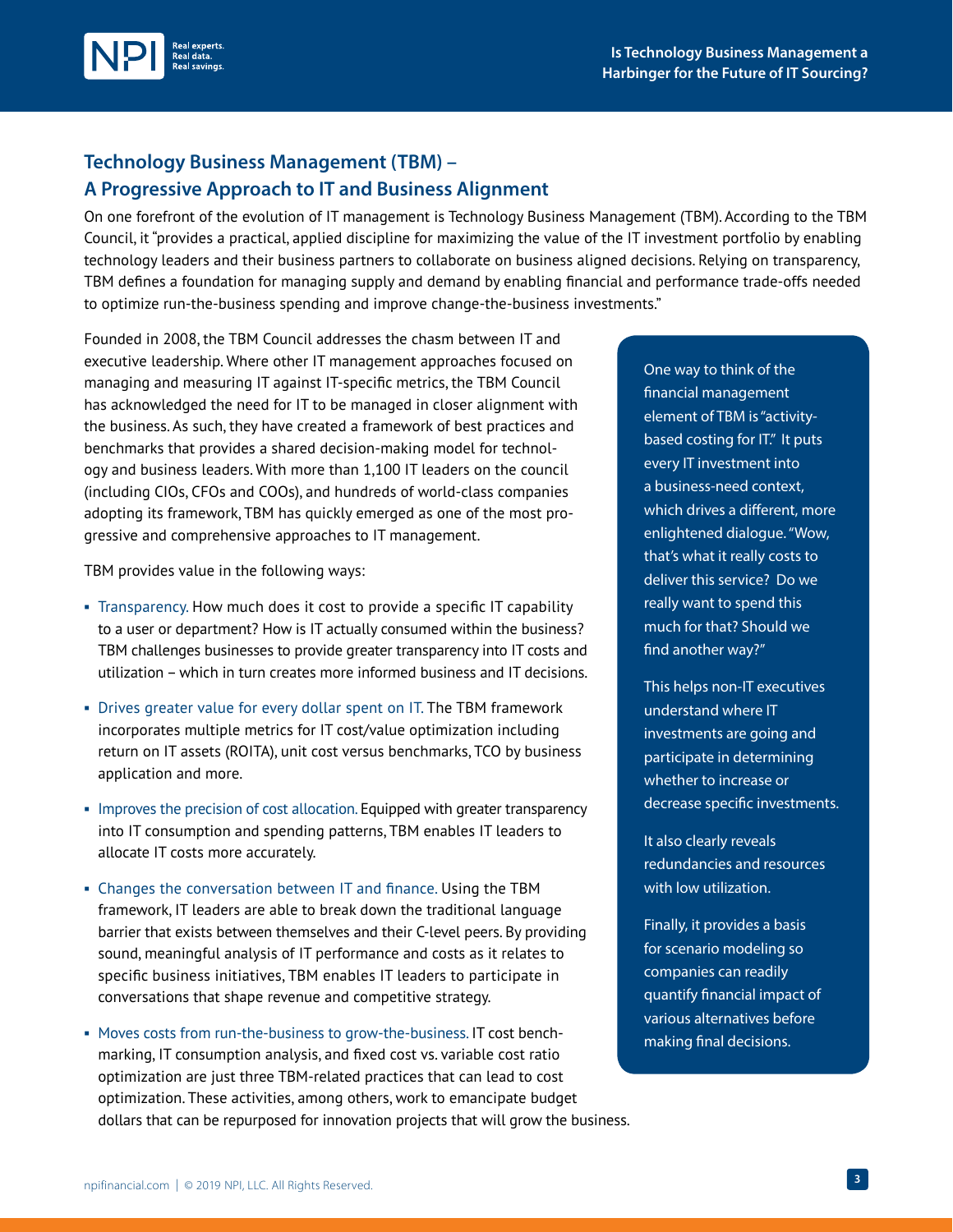## Technology Business Management (TBM) – A Progressive Approach to IT and Business Alignment

On one forefront of the evolution of IT management is Technology Business Management (TBM). According to the TBM Council, it "provides a practical, applied discipline for maximizing the value of the IT investment portfolio by enabling technology leaders and their business partners to collaborate on business aligned decisions. Relying on transparency, TBM defines a foundation for managing supply and demand by enabling financial and performance trade-offs needed to optimize run-the-business spending and improve change-the-business investments."

Founded in 2008, the TBM Council addresses the chasm between IT and executive leadership. Where other IT management approaches focused on managing and measuring IT against IT-specific metrics, the TBM Council has acknowledged the need for IT to be managed in closer alignment with the business. As such, they have created a framework of best practices and benchmarks that provides a shared decision-making model for technology and business leaders. With more than 1,100 IT leaders on the council (including CIOs, CFOs and COOs), and hundreds of world-class companies adopting its framework, TBM has quickly emerged as one of the most progressive and comprehensive approaches to IT management.

TBM provides value in the following ways:

- Transparency. How much does it cost to provide a specific IT capability to a user or department? How is IT actually consumed within the business? TBM challenges businesses to provide greater transparency into IT costs and utilization – which in turn creates more informed business and IT decisions.
- Drives greater value for every dollar spent on IT. The TBM framework incorporates multiple metrics for IT cost/value optimization including return on IT assets (ROITA), unit cost versus benchmarks, TCO by business application and more.
- Improves the precision of cost allocation. Equipped with greater transparency into IT consumption and spending patterns, TBM enables IT leaders to allocate IT costs more accurately.
- Changes the conversation between IT and finance. Using the TBM framework, IT leaders are able to break down the traditional language barrier that exists between themselves and their C-level peers. By providing sound, meaningful analysis of IT performance and costs as it relates to specific business initiatives, TBM enables IT leaders to participate in conversations that shape revenue and competitive strategy.
- Moves costs from run-the-business to grow-the-business. IT cost benchmarking, IT consumption analysis, and fixed cost vs. variable cost ratio optimization are just three TBM-related practices that can lead to cost optimization. These activities, among others, work to emancipate budget dollars that can be repurposed for innovation projects that will grow the business.

> One way to think of the financial management element of TBM is "activity-based costing for IT." It puts every IT investment into a business-need context, which drives a different, more enlightened dialogue. "Wow, that's what it really costs to deliver this service? Do we really want to spend this much for that? Should we find another way?"
>
> This helps non-IT executives understand where IT investments are going and participate in determining whether to increase or decrease specific investments.
>
> It also clearly reveals redundancies and resources with low utilization.
>
> Finally, it provides a basis for scenario modeling so companies can readily quantify financial impact of various alternatives before making final decisions.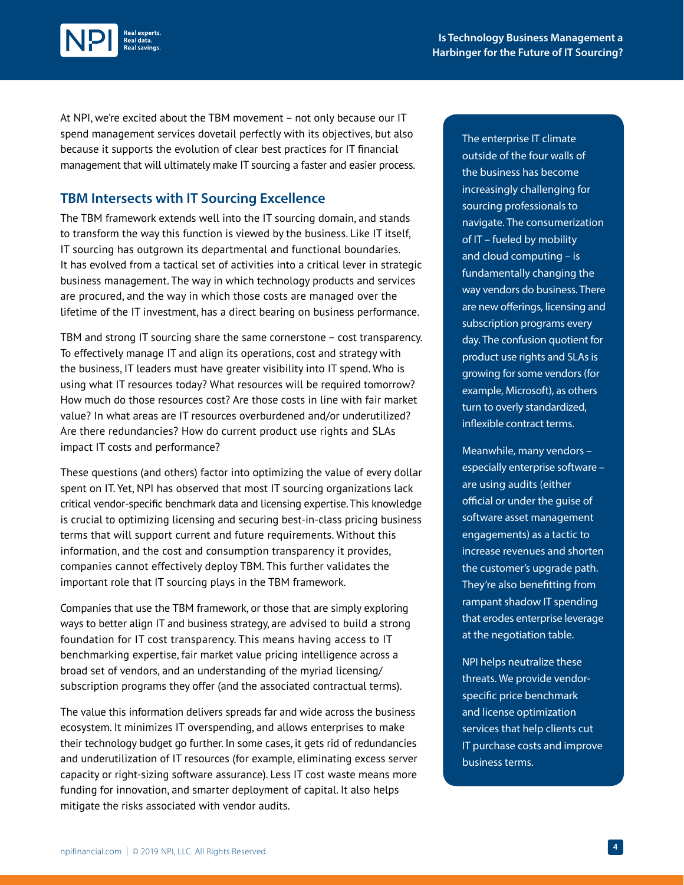At NPI, we're excited about the TBM movement – not only because our IT spend management services dovetail perfectly with its objectives, but also because it supports the evolution of clear best practices for IT financial management that will ultimately make IT sourcing a faster and easier process.

## TBM Intersects with IT Sourcing Excellence

The TBM framework extends well into the IT sourcing domain, and stands to transform the way this function is viewed by the business. Like IT itself, IT sourcing has outgrown its departmental and functional boundaries. It has evolved from a tactical set of activities into a critical lever in strategic business management. The way in which technology products and services are procured, and the way in which those costs are managed over the lifetime of the IT investment, has a direct bearing on business performance.

TBM and strong IT sourcing share the same cornerstone – cost transparency. To effectively manage IT and align its operations, cost and strategy with the business, IT leaders must have greater visibility into IT spend. Who is using what IT resources today? What resources will be required tomorrow? How much do those resources cost? Are those costs in line with fair market value? In what areas are IT resources overburdened and/or underutilized? Are there redundancies? How do current product use rights and SLAs impact IT costs and performance?

These questions (and others) factor into optimizing the value of every dollar spent on IT. Yet, NPI has observed that most IT sourcing organizations lack critical vendor-specific benchmark data and licensing expertise. This knowledge is crucial to optimizing licensing and securing best-in-class pricing business terms that will support current and future requirements. Without this information, and the cost and consumption transparency it provides, companies cannot effectively deploy TBM. This further validates the important role that IT sourcing plays in the TBM framework.

Companies that use the TBM framework, or those that are simply exploring ways to better align IT and business strategy, are advised to build a strong foundation for IT cost transparency. This means having access to IT benchmarking expertise, fair market value pricing intelligence across a broad set of vendors, and an understanding of the myriad licensing/subscription programs they offer (and the associated contractual terms).

The value this information delivers spreads far and wide across the business ecosystem. It minimizes IT overspending, and allows enterprises to make their technology budget go further. In some cases, it gets rid of redundancies and underutilization of IT resources (for example, eliminating excess server capacity or right-sizing software assurance). Less IT cost waste means more funding for innovation, and smarter deployment of capital. It also helps mitigate the risks associated with vendor audits.

The enterprise IT climate outside of the four walls of the business has become increasingly challenging for sourcing professionals to navigate. The consumerization of IT – fueled by mobility and cloud computing – is fundamentally changing the way vendors do business. There are new offerings, licensing and subscription programs every day. The confusion quotient for product use rights and SLAs is growing for some vendors (for example, Microsoft), as others turn to overly standardized, inflexible contract terms.

Meanwhile, many vendors – especially enterprise software – are using audits (either official or under the guise of software asset management engagements) as a tactic to increase revenues and shorten the customer's upgrade path. They're also benefitting from rampant shadow IT spending that erodes enterprise leverage at the negotiation table.

NPI helps neutralize these threats. We provide vendor-specific price benchmark and license optimization services that help clients cut IT purchase costs and improve business terms.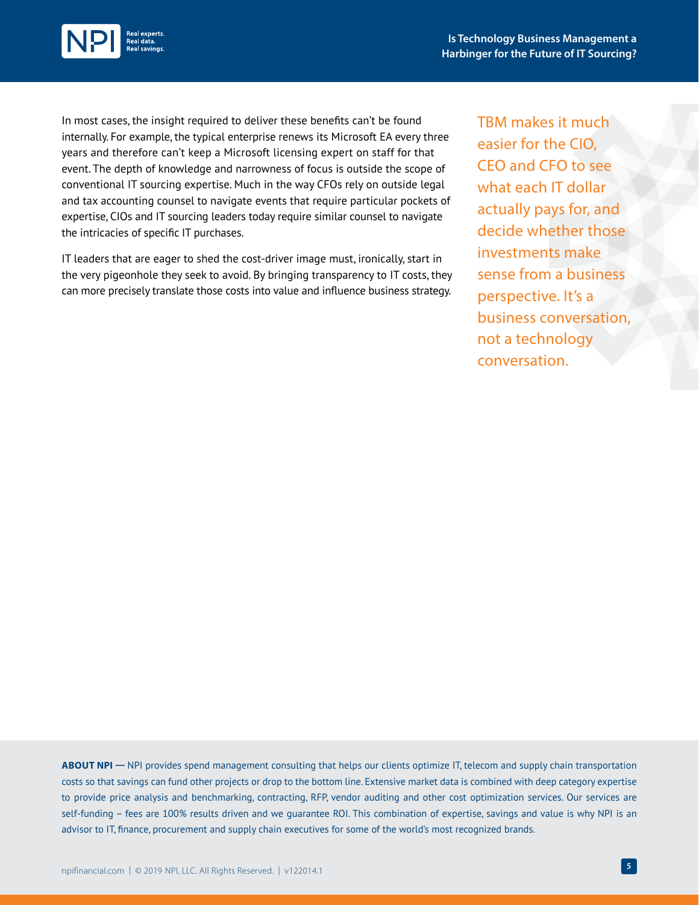In most cases, the insight required to deliver these benefits can't be found internally. For example, the typical enterprise renews its Microsoft EA every three years and therefore can't keep a Microsoft licensing expert on staff for that event. The depth of knowledge and narrowness of focus is outside the scope of conventional IT sourcing expertise. Much in the way CFOs rely on outside legal and tax accounting counsel to navigate events that require particular pockets of expertise, CIOs and IT sourcing leaders today require similar counsel to navigate the intricacies of specific IT purchases.

IT leaders that are eager to shed the cost-driver image must, ironically, start in the very pigeonhole they seek to avoid. By bringing transparency to IT costs, they can more precisely translate those costs into value and influence business strategy.

> TBM makes it much easier for the CIO, CEO and CFO to see what each IT dollar actually pays for, and decide whether those investments make sense from a business perspective. It's a business conversation, not a technology conversation.

**ABOUT NPI —** NPI provides spend management consulting that helps our clients optimize IT, telecom and supply chain transportation costs so that savings can fund other projects or drop to the bottom line. Extensive market data is combined with deep category expertise to provide price analysis and benchmarking, contracting, RFP, vendor auditing and other cost optimization services. Our services are self-funding – fees are 100% results driven and we guarantee ROI. This combination of expertise, savings and value is why NPI is an advisor to IT, finance, procurement and supply chain executives for some of the world's most recognized brands.

npifinancial.com | © 2019 NPI, LLC. All Rights Reserved. | v122014.1